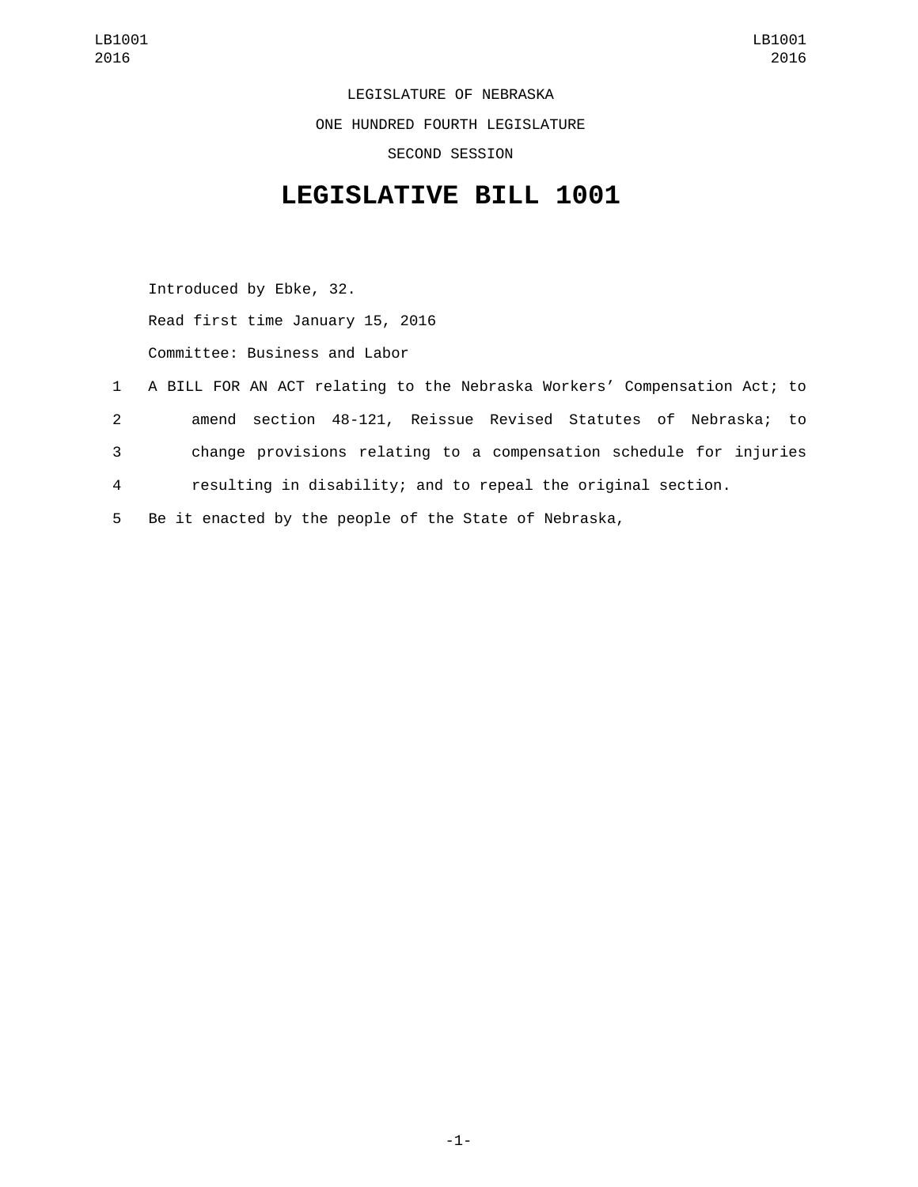LEGISLATURE OF NEBRASKA

ONE HUNDRED FOURTH LEGISLATURE

SECOND SESSION

# LEGISLATIVE BILL 1001

Introduced by Ebke, 32.

Read first time January 15, 2016

Committee: Business and Labor

1 A BILL FOR AN ACT relating to the Nebraska Workers' Compensation Act; to
2 amend section 48-121, Reissue Revised Statutes of Nebraska; to
3 change provisions relating to a compensation schedule for injuries
4 resulting in disability; and to repeal the original section.
5 Be it enacted by the people of the State of Nebraska,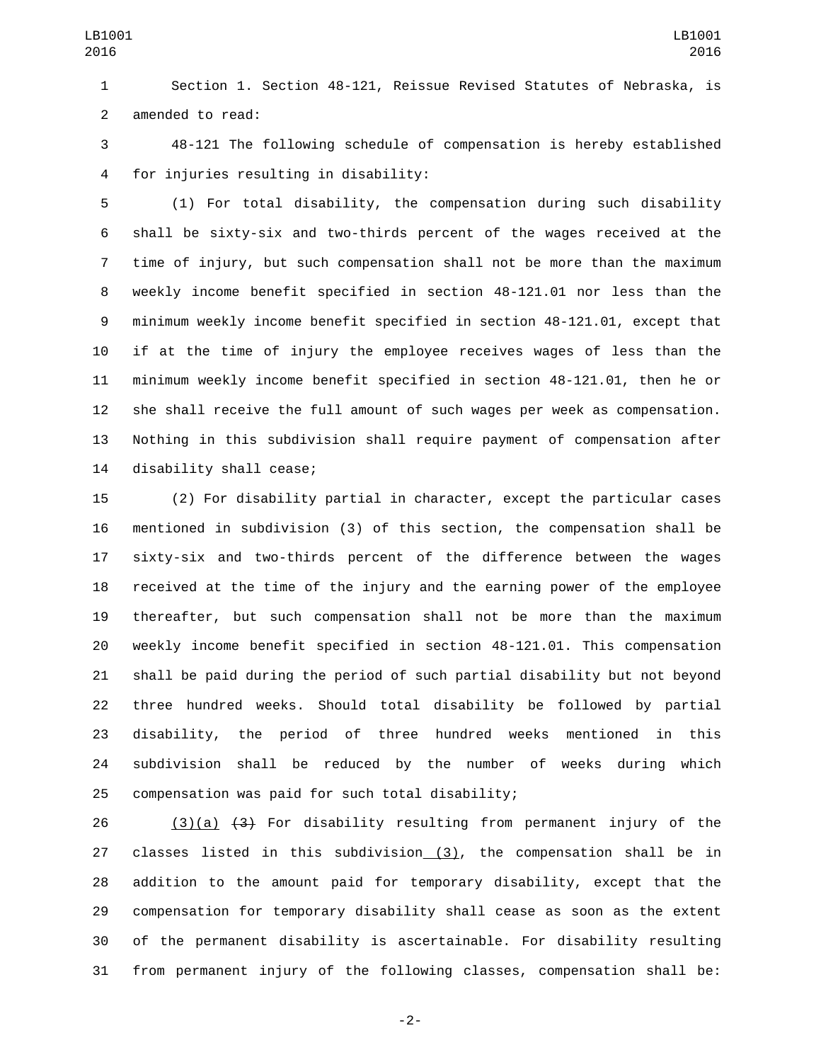Section 1. Section 48-121, Reissue Revised Statutes of Nebraska, is amended to read:

48-121 The following schedule of compensation is hereby established for injuries resulting in disability:

(1) For total disability, the compensation during such disability shall be sixty-six and two-thirds percent of the wages received at the time of injury, but such compensation shall not be more than the maximum weekly income benefit specified in section 48-121.01 nor less than the minimum weekly income benefit specified in section 48-121.01, except that if at the time of injury the employee receives wages of less than the minimum weekly income benefit specified in section 48-121.01, then he or she shall receive the full amount of such wages per week as compensation. Nothing in this subdivision shall require payment of compensation after disability shall cease;

(2) For disability partial in character, except the particular cases mentioned in subdivision (3) of this section, the compensation shall be sixty-six and two-thirds percent of the difference between the wages received at the time of the injury and the earning power of the employee thereafter, but such compensation shall not be more than the maximum weekly income benefit specified in section 48-121.01. This compensation shall be paid during the period of such partial disability but not beyond three hundred weeks. Should total disability be followed by partial disability, the period of three hundred weeks mentioned in this subdivision shall be reduced by the number of weeks during which compensation was paid for such total disability;

<u>(3)(a)</u> ~~(3)~~ For disability resulting from permanent injury of the classes listed in this subdivision<u> (3)</u>, the compensation shall be in addition to the amount paid for temporary disability, except that the compensation for temporary disability shall cease as soon as the extent of the permanent disability is ascertainable. For disability resulting from permanent injury of the following classes, compensation shall be: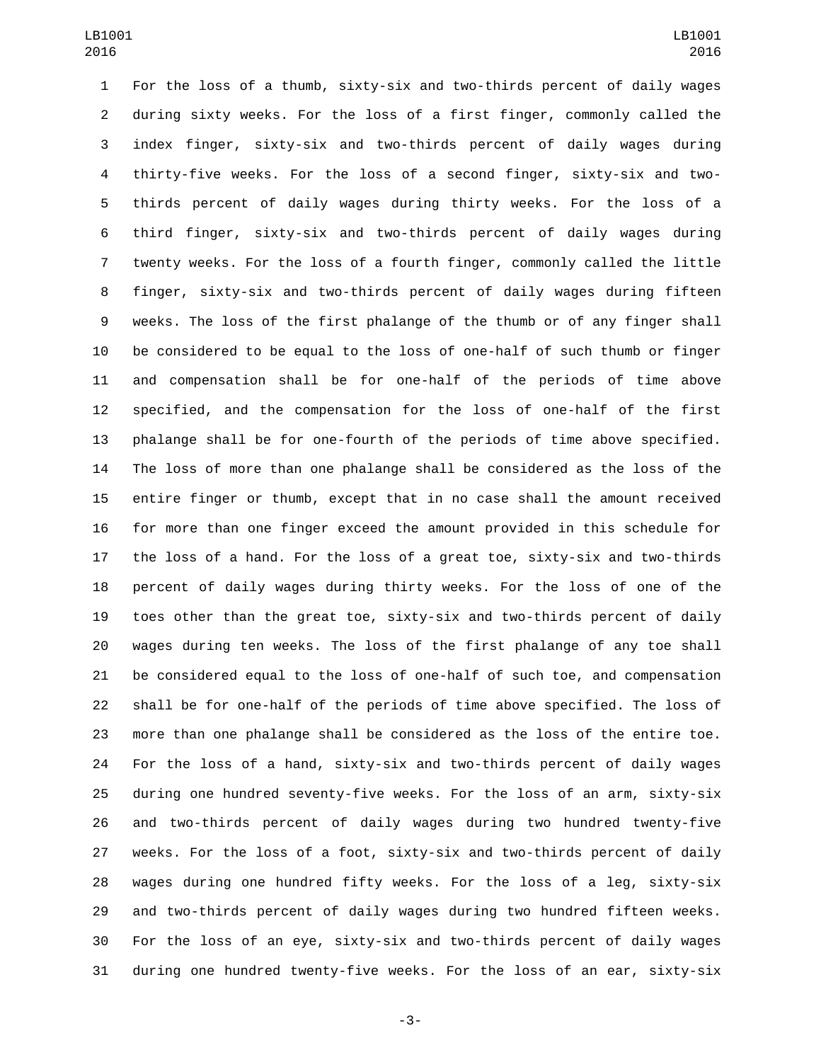For the loss of a thumb, sixty-six and two-thirds percent of daily wages during sixty weeks. For the loss of a first finger, commonly called the index finger, sixty-six and two-thirds percent of daily wages during thirty-five weeks. For the loss of a second finger, sixty-six and two-thirds percent of daily wages during thirty weeks. For the loss of a third finger, sixty-six and two-thirds percent of daily wages during twenty weeks. For the loss of a fourth finger, commonly called the little finger, sixty-six and two-thirds percent of daily wages during fifteen weeks. The loss of the first phalange of the thumb or of any finger shall be considered to be equal to the loss of one-half of such thumb or finger and compensation shall be for one-half of the periods of time above specified, and the compensation for the loss of one-half of the first phalange shall be for one-fourth of the periods of time above specified. The loss of more than one phalange shall be considered as the loss of the entire finger or thumb, except that in no case shall the amount received for more than one finger exceed the amount provided in this schedule for the loss of a hand. For the loss of a great toe, sixty-six and two-thirds percent of daily wages during thirty weeks. For the loss of one of the toes other than the great toe, sixty-six and two-thirds percent of daily wages during ten weeks. The loss of the first phalange of any toe shall be considered equal to the loss of one-half of such toe, and compensation shall be for one-half of the periods of time above specified. The loss of more than one phalange shall be considered as the loss of the entire toe. For the loss of a hand, sixty-six and two-thirds percent of daily wages during one hundred seventy-five weeks. For the loss of an arm, sixty-six and two-thirds percent of daily wages during two hundred twenty-five weeks. For the loss of a foot, sixty-six and two-thirds percent of daily wages during one hundred fifty weeks. For the loss of a leg, sixty-six and two-thirds percent of daily wages during two hundred fifteen weeks. For the loss of an eye, sixty-six and two-thirds percent of daily wages during one hundred twenty-five weeks. For the loss of an ear, sixty-six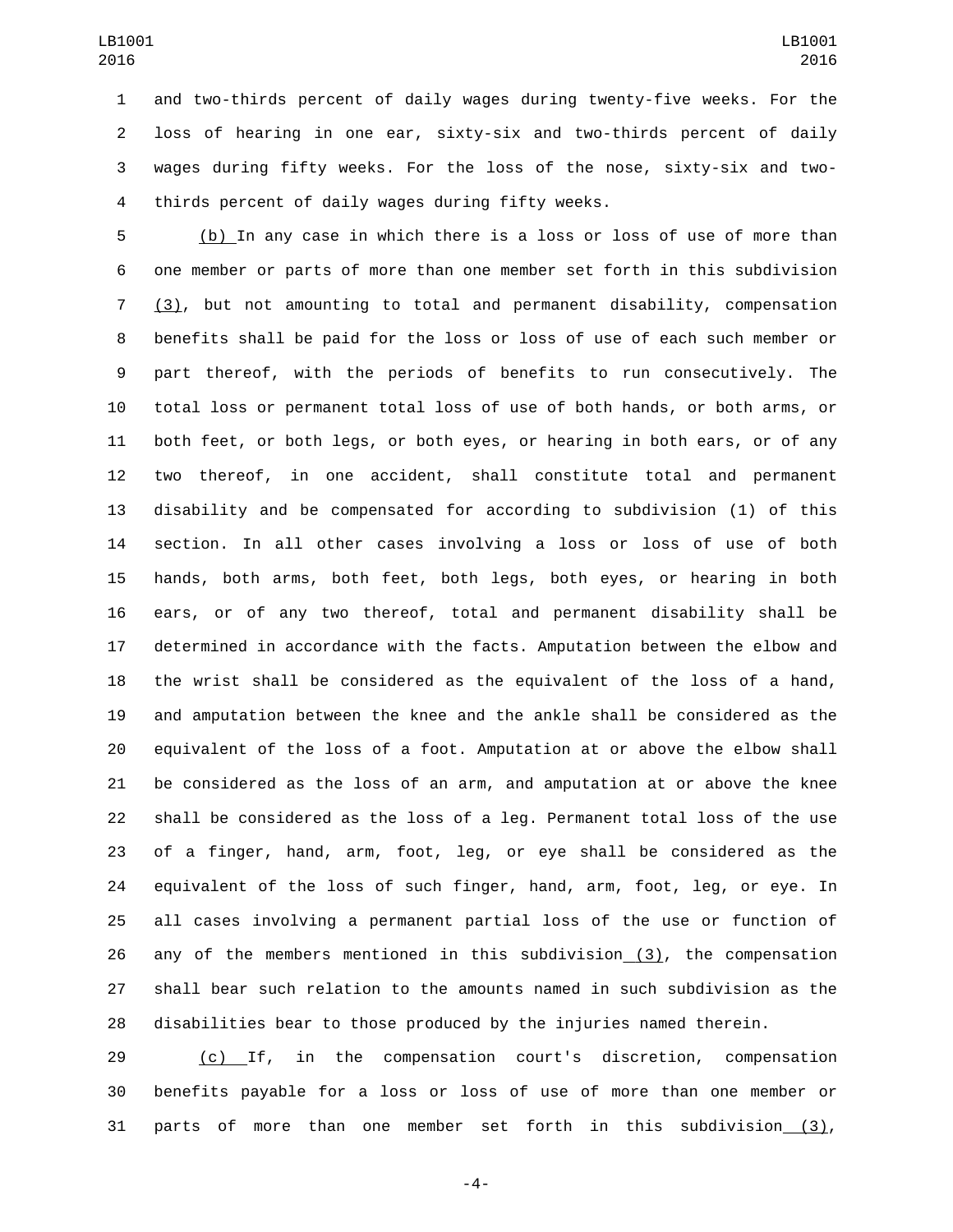and two-thirds percent of daily wages during twenty-five weeks. For the loss of hearing in one ear, sixty-six and two-thirds percent of daily wages during fifty weeks. For the loss of the nose, sixty-six and two-thirds percent of daily wages during fifty weeks.

(b) In any case in which there is a loss or loss of use of more than one member or parts of more than one member set forth in this subdivision (3), but not amounting to total and permanent disability, compensation benefits shall be paid for the loss or loss of use of each such member or part thereof, with the periods of benefits to run consecutively. The total loss or permanent total loss of use of both hands, or both arms, or both feet, or both legs, or both eyes, or hearing in both ears, or of any two thereof, in one accident, shall constitute total and permanent disability and be compensated for according to subdivision (1) of this section. In all other cases involving a loss or loss of use of both hands, both arms, both feet, both legs, both eyes, or hearing in both ears, or of any two thereof, total and permanent disability shall be determined in accordance with the facts. Amputation between the elbow and the wrist shall be considered as the equivalent of the loss of a hand, and amputation between the knee and the ankle shall be considered as the equivalent of the loss of a foot. Amputation at or above the elbow shall be considered as the loss of an arm, and amputation at or above the knee shall be considered as the loss of a leg. Permanent total loss of the use of a finger, hand, arm, foot, leg, or eye shall be considered as the equivalent of the loss of such finger, hand, arm, foot, leg, or eye. In all cases involving a permanent partial loss of the use or function of any of the members mentioned in this subdivision (3), the compensation shall bear such relation to the amounts named in such subdivision as the disabilities bear to those produced by the injuries named therein.

(c) If, in the compensation court's discretion, compensation benefits payable for a loss or loss of use of more than one member or parts of more than one member set forth in this subdivision (3),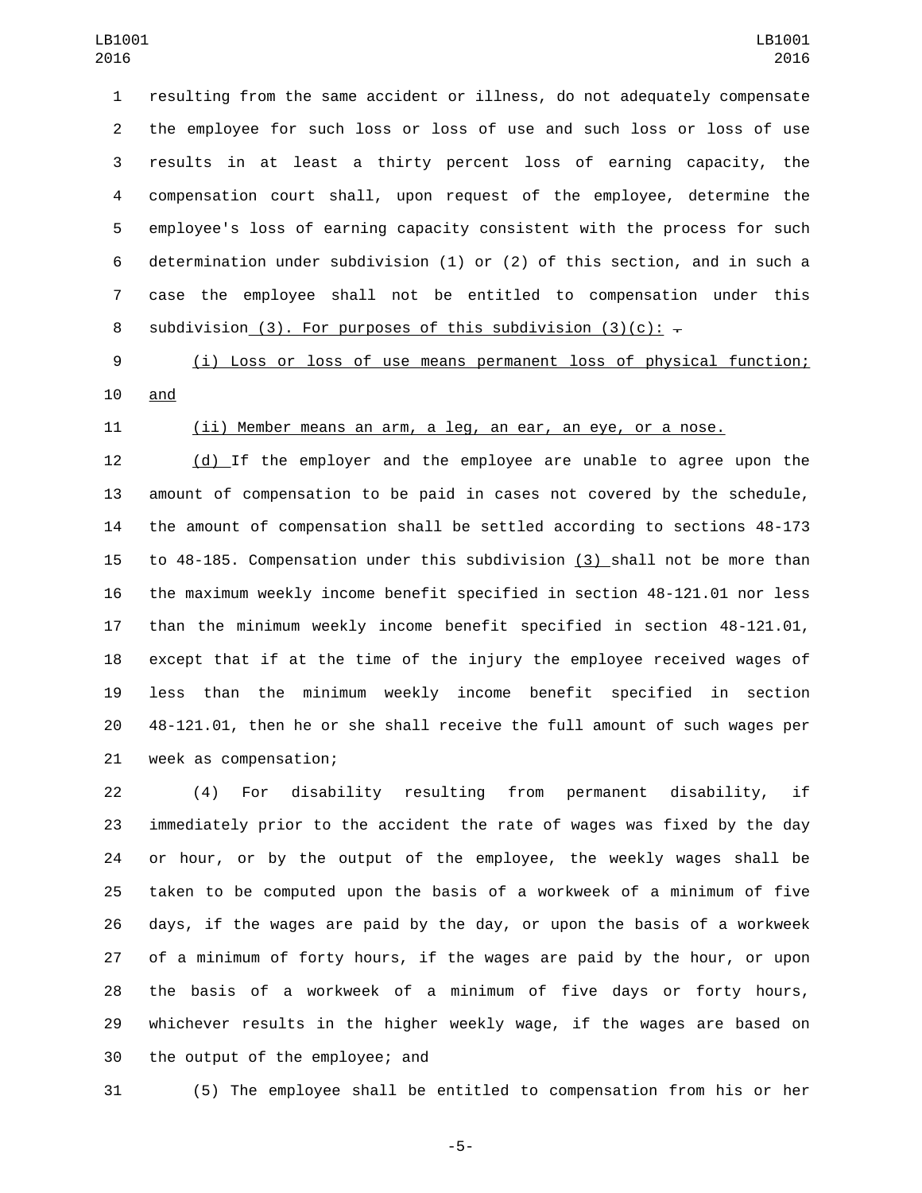resulting from the same accident or illness, do not adequately compensate the employee for such loss or loss of use and such loss or loss of use results in at least a thirty percent loss of earning capacity, the compensation court shall, upon request of the employee, determine the employee's loss of earning capacity consistent with the process for such determination under subdivision (1) or (2) of this section, and in such a case the employee shall not be entitled to compensation under this subdivision (3). For purposes of this subdivision (3)(c): .

(i) Loss or loss of use means permanent loss of physical function; and

(ii) Member means an arm, a leg, an ear, an eye, or a nose.

(d) If the employer and the employee are unable to agree upon the amount of compensation to be paid in cases not covered by the schedule, the amount of compensation shall be settled according to sections 48-173 to 48-185. Compensation under this subdivision (3) shall not be more than the maximum weekly income benefit specified in section 48-121.01 nor less than the minimum weekly income benefit specified in section 48-121.01, except that if at the time of the injury the employee received wages of less than the minimum weekly income benefit specified in section 48-121.01, then he or she shall receive the full amount of such wages per week as compensation;

(4) For disability resulting from permanent disability, if immediately prior to the accident the rate of wages was fixed by the day or hour, or by the output of the employee, the weekly wages shall be taken to be computed upon the basis of a workweek of a minimum of five days, if the wages are paid by the day, or upon the basis of a workweek of a minimum of forty hours, if the wages are paid by the hour, or upon the basis of a workweek of a minimum of five days or forty hours, whichever results in the higher weekly wage, if the wages are based on the output of the employee; and

(5) The employee shall be entitled to compensation from his or her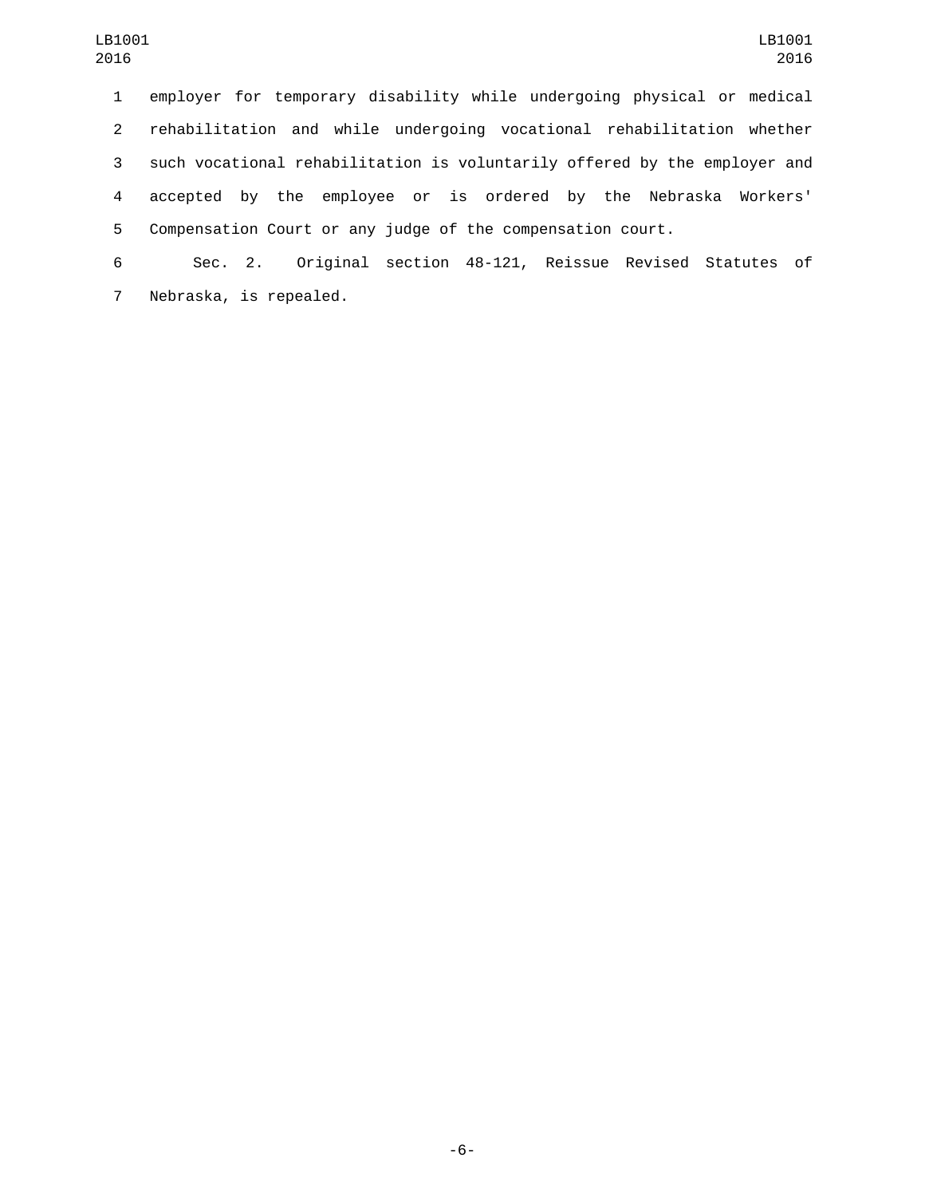employer for temporary disability while undergoing physical or medical rehabilitation and while undergoing vocational rehabilitation whether such vocational rehabilitation is voluntarily offered by the employer and accepted by the employee or is ordered by the Nebraska Workers' Compensation Court or any judge of the compensation court.

Sec. 2. Original section 48-121, Reissue Revised Statutes of Nebraska, is repealed.